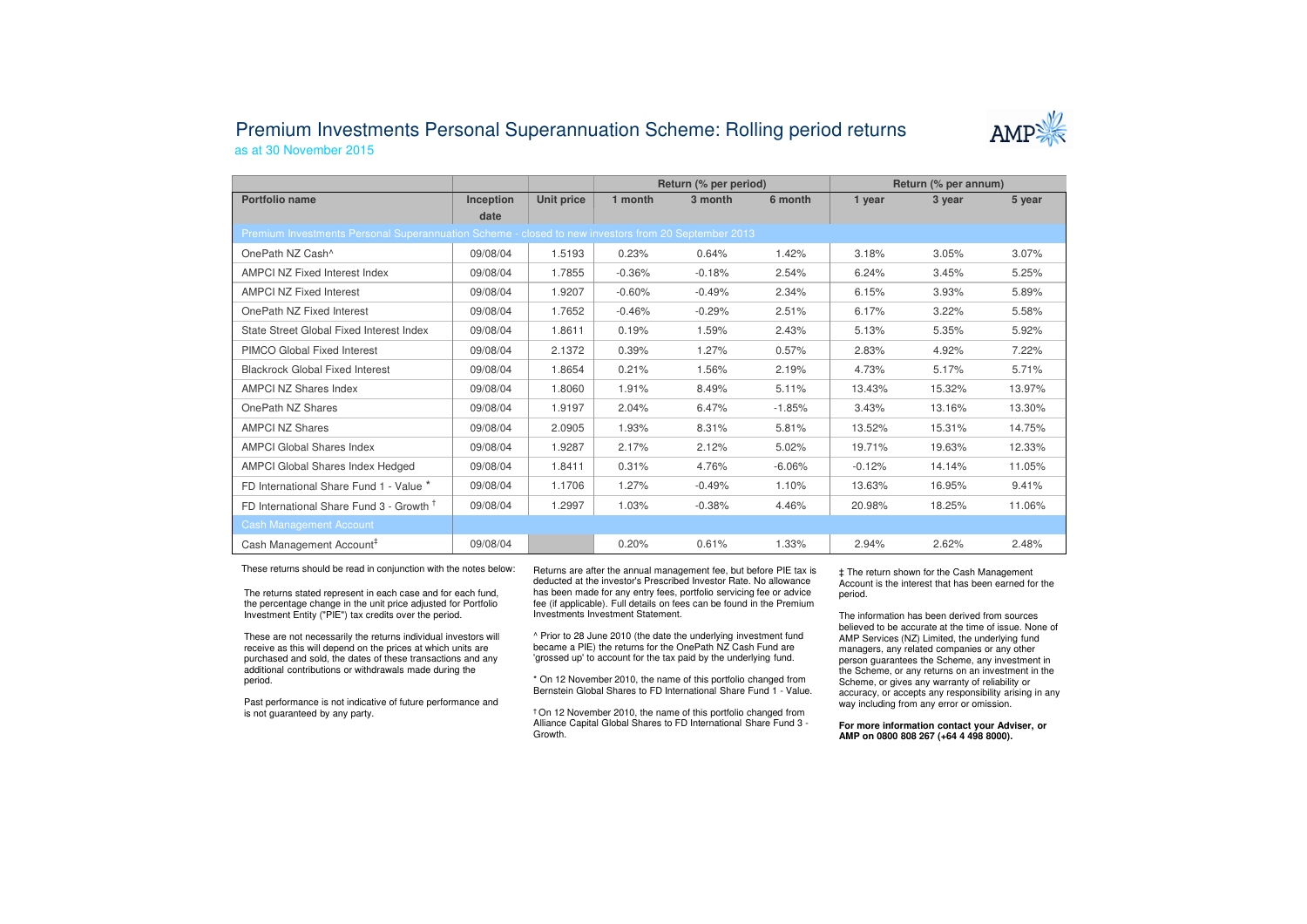# Premium Investments Personal Superannuation Scheme: Rolling period returns

as at 30 November 2015

| | | | Return (% per period) | | | Return (% per annum) | | |
|---|---|---|---|---|---|---|---|---|
| **Portfolio name** | **Inception date** | **Unit price** | **1 month** | **3 month** | **6 month** | **1 year** | **3 year** | **5 year** |
| Premium Investments Personal Superannuation Scheme - closed to new investors from 20 September 2013 | | | | | | | | |
| OnePath NZ Cash^ | 09/08/04 | 1.5193 | 0.23% | 0.64% | 1.42% | 3.18% | 3.05% | 3.07% |
| AMPCI NZ Fixed Interest Index | 09/08/04 | 1.7855 | -0.36% | -0.18% | 2.54% | 6.24% | 3.45% | 5.25% |
| AMPCI NZ Fixed Interest | 09/08/04 | 1.9207 | -0.60% | -0.49% | 2.34% | 6.15% | 3.93% | 5.89% |
| OnePath NZ Fixed Interest | 09/08/04 | 1.7652 | -0.46% | -0.29% | 2.51% | 6.17% | 3.22% | 5.58% |
| State Street Global Fixed Interest Index | 09/08/04 | 1.8611 | 0.19% | 1.59% | 2.43% | 5.13% | 5.35% | 5.92% |
| PIMCO Global Fixed Interest | 09/08/04 | 2.1372 | 0.39% | 1.27% | 0.57% | 2.83% | 4.92% | 7.22% |
| Blackrock Global Fixed Interest | 09/08/04 | 1.8654 | 0.21% | 1.56% | 2.19% | 4.73% | 5.17% | 5.71% |
| AMPCI NZ Shares Index | 09/08/04 | 1.8060 | 1.91% | 8.49% | 5.11% | 13.43% | 15.32% | 13.97% |
| OnePath NZ Shares | 09/08/04 | 1.9197 | 2.04% | 6.47% | -1.85% | 3.43% | 13.16% | 13.30% |
| AMPCI NZ Shares | 09/08/04 | 2.0905 | 1.93% | 8.31% | 5.81% | 13.52% | 15.31% | 14.75% |
| AMPCI Global Shares Index | 09/08/04 | 1.9287 | 2.17% | 2.12% | 5.02% | 19.71% | 19.63% | 12.33% |
| AMPCI Global Shares Index Hedged | 09/08/04 | 1.8411 | 0.31% | 4.76% | -6.06% | -0.12% | 14.14% | 11.05% |
| FD International Share Fund 1 - Value * | 09/08/04 | 1.1706 | 1.27% | -0.49% | 1.10% | 13.63% | 16.95% | 9.41% |
| FD International Share Fund 3 - Growth † | 09/08/04 | 1.2997 | 1.03% | -0.38% | 4.46% | 20.98% | 18.25% | 11.06% |
| Cash Management Account | | | | | | | | |
| Cash Management Account‡ | 09/08/04 | | 0.20% | 0.61% | 1.33% | 2.94% | 2.62% | 2.48% |

These returns should be read in conjunction with the notes below:

The returns stated represent in each case and for each fund, the percentage change in the unit price adjusted for Portfolio Investment Entity ("PIE") tax credits over the period.

These are not necessarily the returns individual investors will receive as this will depend on the prices at which units are purchased and sold, the dates of these transactions and any additional contributions or withdrawals made during the period.

Past performance is not indicative of future performance and is not guaranteed by any party.

Returns are after the annual management fee, but before PIE tax is deducted at the investor's Prescribed Investor Rate. No allowance has been made for any entry fees, portfolio servicing fee or advice fee (if applicable). Full details on fees can be found in the Premium Investments Investment Statement.

^ Prior to 28 June 2010 (the date the underlying investment fund became a PIE) the returns for the OnePath NZ Cash Fund are 'grossed up' to account for the tax paid by the underlying fund.

* On 12 November 2010, the name of this portfolio changed from Bernstein Global Shares to FD International Share Fund 1 - Value.

† On 12 November 2010, the name of this portfolio changed from Alliance Capital Global Shares to FD International Share Fund 3 - Growth.

‡ The return shown for the Cash Management Account is the interest that has been earned for the period.

The information has been derived from sources believed to be accurate at the time of issue. None of AMP Services (NZ) Limited, the underlying fund managers, any related companies or any other person guarantees the Scheme, any investment in the Scheme, or any returns on an investment in the Scheme, or gives any warranty of reliability or accuracy, or accepts any responsibility arising in any way including from any error or omission.

**For more information contact your Adviser, or AMP on 0800 808 267 (+64 4 498 8000).**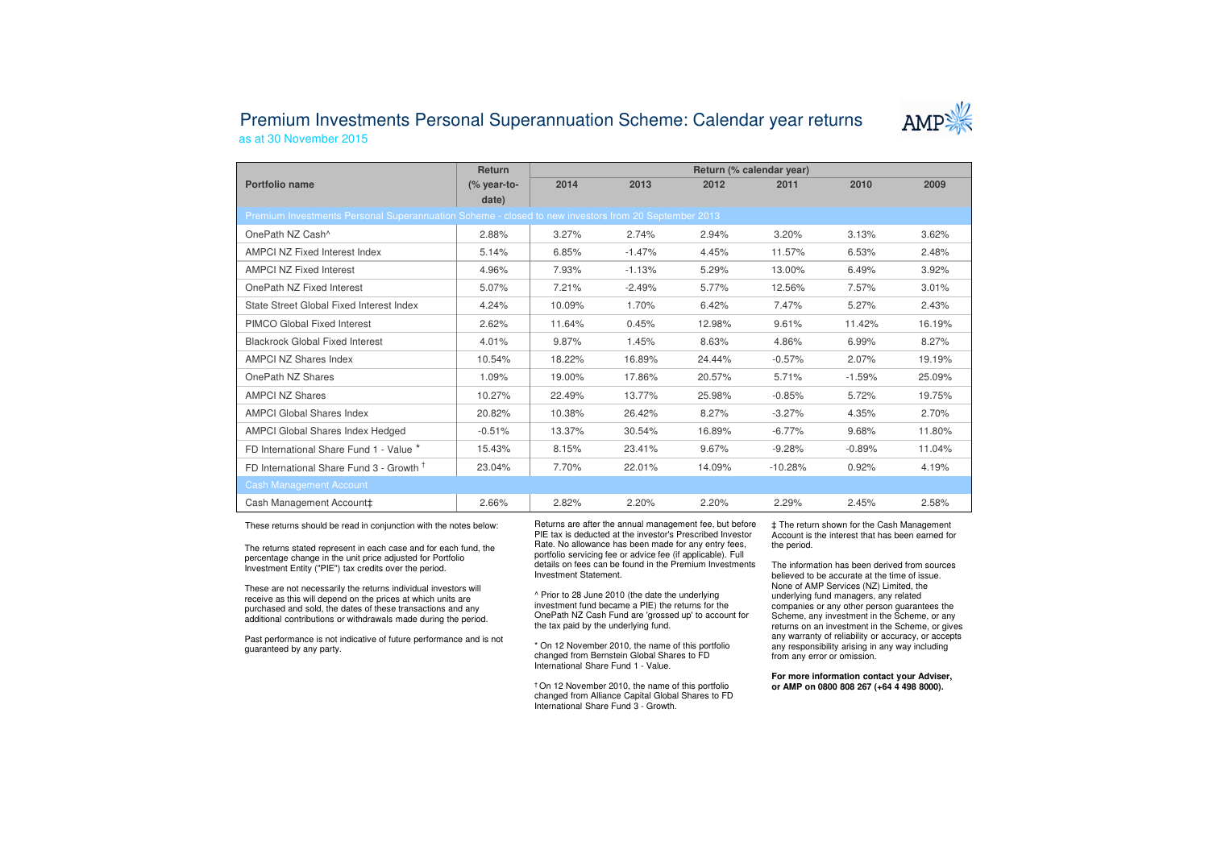# Premium Investments Personal Superannuation Scheme: Calendar year returns

as at 30 November 2015

| Portfolio name | Return (% year-to-date) | Return (% calendar year) | | | | | |
|---|---|---|---|---|---|---|---|
| | | 2014 | 2013 | 2012 | 2011 | 2010 | 2009 |
| Premium Investments Personal Superannuation Scheme - closed to new investors from 20 September 2013 | | | | | | | |
| OnePath NZ Cash^ | 2.88% | 3.27% | 2.74% | 2.94% | 3.20% | 3.13% | 3.62% |
| AMPCI NZ Fixed Interest Index | 5.14% | 6.85% | -1.47% | 4.45% | 11.57% | 6.53% | 2.48% |
| AMPCI NZ Fixed Interest | 4.96% | 7.93% | -1.13% | 5.29% | 13.00% | 6.49% | 3.92% |
| OnePath NZ Fixed Interest | 5.07% | 7.21% | -2.49% | 5.77% | 12.56% | 7.57% | 3.01% |
| State Street Global Fixed Interest Index | 4.24% | 10.09% | 1.70% | 6.42% | 7.47% | 5.27% | 2.43% |
| PIMCO Global Fixed Interest | 2.62% | 11.64% | 0.45% | 12.98% | 9.61% | 11.42% | 16.19% |
| Blackrock Global Fixed Interest | 4.01% | 9.87% | 1.45% | 8.63% | 4.86% | 6.99% | 8.27% |
| AMPCI NZ Shares Index | 10.54% | 18.22% | 16.89% | 24.44% | -0.57% | 2.07% | 19.19% |
| OnePath NZ Shares | 1.09% | 19.00% | 17.86% | 20.57% | 5.71% | -1.59% | 25.09% |
| AMPCI NZ Shares | 10.27% | 22.49% | 13.77% | 25.98% | -0.85% | 5.72% | 19.75% |
| AMPCI Global Shares Index | 20.82% | 10.38% | 26.42% | 8.27% | -3.27% | 4.35% | 2.70% |
| AMPCI Global Shares Index Hedged | -0.51% | 13.37% | 30.54% | 16.89% | -6.77% | 9.68% | 11.80% |
| FD International Share Fund 1 - Value * | 15.43% | 8.15% | 23.41% | 9.67% | -9.28% | -0.89% | 11.04% |
| FD International Share Fund 3 - Growth † | 23.04% | 7.70% | 22.01% | 14.09% | -10.28% | 0.92% | 4.19% |
| Cash Management Account | | | | | | | |
| Cash Management Account‡ | 2.66% | 2.82% | 2.20% | 2.20% | 2.29% | 2.45% | 2.58% |

These returns should be read in conjunction with the notes below:

The returns stated represent in each case and for each fund, the percentage change in the unit price adjusted for Portfolio Investment Entity ("PIE") tax credits over the period.

These are not necessarily the returns individual investors will receive as this will depend on the prices at which units are purchased and sold, the dates of these transactions and any additional contributions or withdrawals made during the period.

Past performance is not indicative of future performance and is not guaranteed by any party.

Returns are after the annual management fee, but before PIE tax is deducted at the investor's Prescribed Investor Rate. No allowance has been made for any entry fees, portfolio servicing fee or advice fee (if applicable). Full details on fees can be found in the Premium Investments Investment Statement.

^ Prior to 28 June 2010 (the date the underlying investment fund became a PIE) the returns for the OnePath NZ Cash Fund are 'grossed up' to account for the tax paid by the underlying fund.

* On 12 November 2010, the name of this portfolio changed from Bernstein Global Shares to FD International Share Fund 1 - Value.

† On 12 November 2010, the name of this portfolio changed from Alliance Capital Global Shares to FD International Share Fund 3 - Growth.

‡ The return shown for the Cash Management Account is the interest that has been earned for the period.

The information has been derived from sources believed to be accurate at the time of issue. None of AMP Services (NZ) Limited, the underlying fund managers, any related companies or any other person guarantees the Scheme, any investment in the Scheme, or any returns on an investment in the Scheme, or gives any warranty of reliability or accuracy, or accepts any responsibility arising in any way including from any error or omission.

**For more information contact your Adviser, or AMP on 0800 808 267 (+64 4 498 8000).**